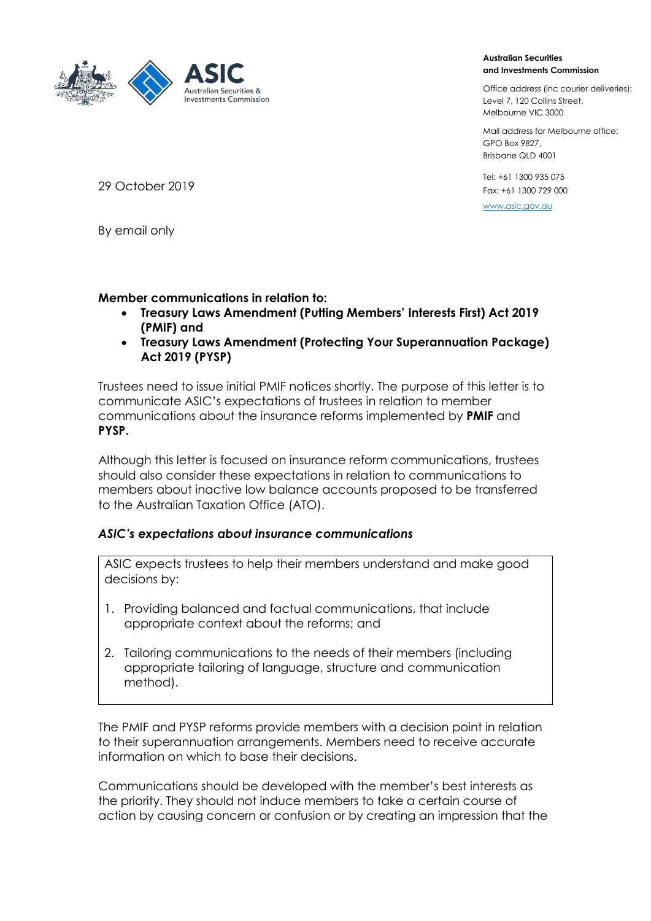Australian Securities & Investments Commission

**Australian Securities and Investments Commission**

Office address (inc courier deliveries):
Level 7, 120 Collins Street,
Melbourne VIC 3000

Mail address for Melbourne office:
GPO Box 9827,
Brisbane QLD 4001

Tel: +61 1300 935 075
Fax: +61 1300 729 000

www.asic.gov.au

29 October 2019

By email only

**Member communications in relation to:**

- **Treasury Laws Amendment (Putting Members' Interests First) Act 2019 (PMIF) and**
- **Treasury Laws Amendment (Protecting Your Superannuation Package) Act 2019 (PYSP)**

Trustees need to issue initial PMIF notices shortly. The purpose of this letter is to communicate ASIC's expectations of trustees in relation to member communications about the insurance reforms implemented by **PMIF** and **PYSP.**

Although this letter is focused on insurance reform communications, trustees should also consider these expectations in relation to communications to members about inactive low balance accounts proposed to be transferred to the Australian Taxation Office (ATO).

***ASIC's expectations about insurance communications***

> ASIC expects trustees to help their members understand and make good decisions by:
>
> 1. Providing balanced and factual communications, that include appropriate context about the reforms; and
> 2. Tailoring communications to the needs of their members (including appropriate tailoring of language, structure and communication method).

The PMIF and PYSP reforms provide members with a decision point in relation to their superannuation arrangements. Members need to receive accurate information on which to base their decisions.

Communications should be developed with the member's best interests as the priority. They should not induce members to take a certain course of action by causing concern or confusion or by creating an impression that the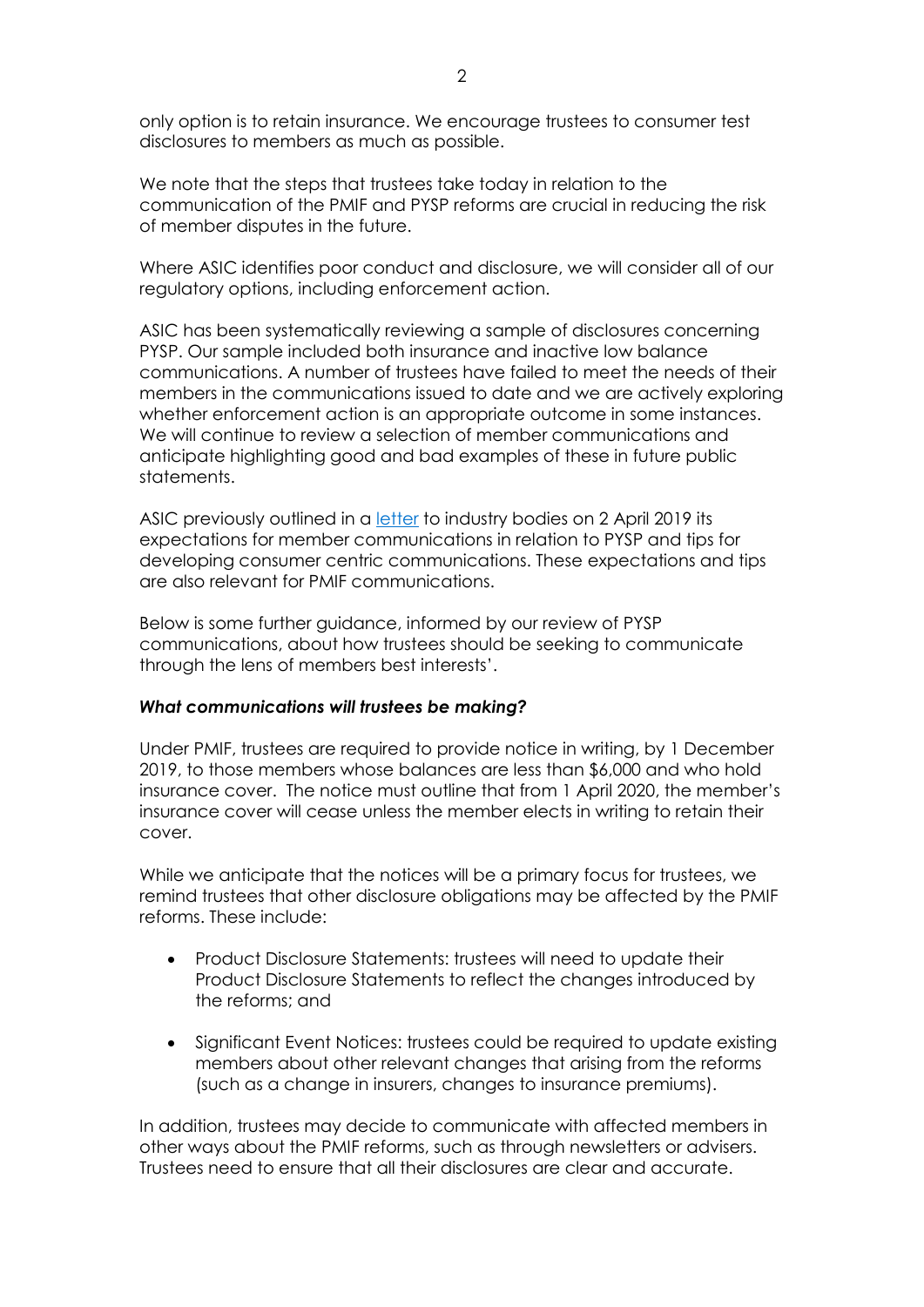only option is to retain insurance. We encourage trustees to consumer test disclosures to members as much as possible.

We note that the steps that trustees take today in relation to the communication of the PMIF and PYSP reforms are crucial in reducing the risk of member disputes in the future.

Where ASIC identifies poor conduct and disclosure, we will consider all of our regulatory options, including enforcement action.

ASIC has been systematically reviewing a sample of disclosures concerning PYSP. Our sample included both insurance and inactive low balance communications. A number of trustees have failed to meet the needs of their members in the communications issued to date and we are actively exploring whether enforcement action is an appropriate outcome in some instances. We will continue to review a selection of member communications and anticipate highlighting good and bad examples of these in future public statements.

ASIC previously outlined in a letter to industry bodies on 2 April 2019 its expectations for member communications in relation to PYSP and tips for developing consumer centric communications. These expectations and tips are also relevant for PMIF communications.

Below is some further guidance, informed by our review of PYSP communications, about how trustees should be seeking to communicate through the lens of members best interests'.

***What communications will trustees be making?***

Under PMIF, trustees are required to provide notice in writing, by 1 December 2019, to those members whose balances are less than $6,000 and who hold insurance cover. The notice must outline that from 1 April 2020, the member's insurance cover will cease unless the member elects in writing to retain their cover.

While we anticipate that the notices will be a primary focus for trustees, we remind trustees that other disclosure obligations may be affected by the PMIF reforms. These include:

- Product Disclosure Statements: trustees will need to update their Product Disclosure Statements to reflect the changes introduced by the reforms; and
- Significant Event Notices: trustees could be required to update existing members about other relevant changes that arising from the reforms (such as a change in insurers, changes to insurance premiums).

In addition, trustees may decide to communicate with affected members in other ways about the PMIF reforms, such as through newsletters or advisers. Trustees need to ensure that all their disclosures are clear and accurate.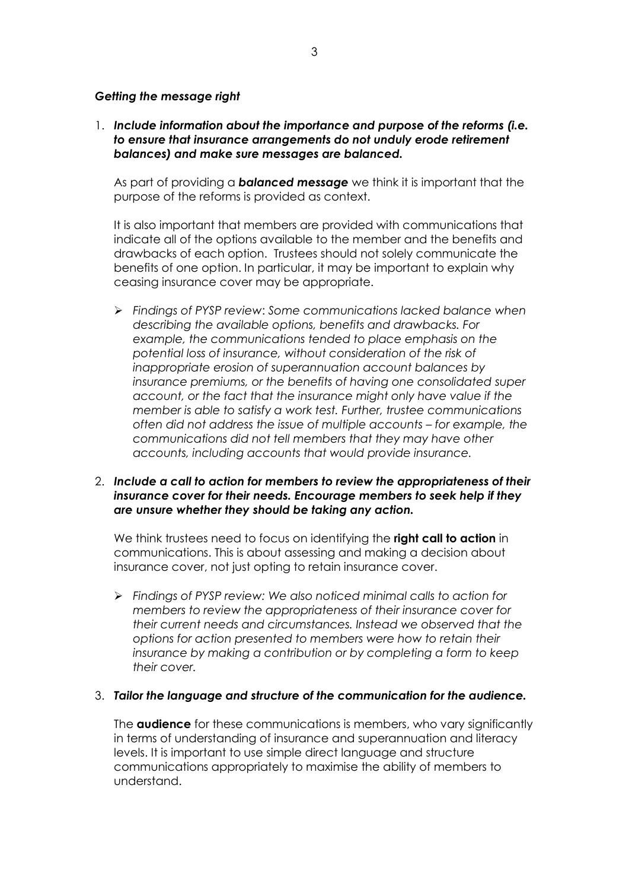***Getting the message right***

1. ***Include information about the importance and purpose of the reforms (i.e. to ensure that insurance arrangements do not unduly erode retirement balances) and make sure messages are balanced.***

   As part of providing a ***balanced message*** we think it is important that the purpose of the reforms is provided as context.

   It is also important that members are provided with communications that indicate all of the options available to the member and the benefits and drawbacks of each option. Trustees should not solely communicate the benefits of one option. In particular, it may be important to explain why ceasing insurance cover may be appropriate.

   - *Findings of PYSP review: Some communications lacked balance when describing the available options, benefits and drawbacks. For example, the communications tended to place emphasis on the potential loss of insurance, without consideration of the risk of inappropriate erosion of superannuation account balances by insurance premiums, or the benefits of having one consolidated super account, or the fact that the insurance might only have value if the member is able to satisfy a work test. Further, trustee communications often did not address the issue of multiple accounts – for example, the communications did not tell members that they may have other accounts, including accounts that would provide insurance.*

2. ***Include a call to action for members to review the appropriateness of their insurance cover for their needs. Encourage members to seek help if they are unsure whether they should be taking any action.***

   We think trustees need to focus on identifying the **right call to action** in communications. This is about assessing and making a decision about insurance cover, not just opting to retain insurance cover.

   - *Findings of PYSP review: We also noticed minimal calls to action for members to review the appropriateness of their insurance cover for their current needs and circumstances. Instead we observed that the options for action presented to members were how to retain their insurance by making a contribution or by completing a form to keep their cover.*

3. ***Tailor the language and structure of the communication for the audience.***

   The **audience** for these communications is members, who vary significantly in terms of understanding of insurance and superannuation and literacy levels. It is important to use simple direct language and structure communications appropriately to maximise the ability of members to understand.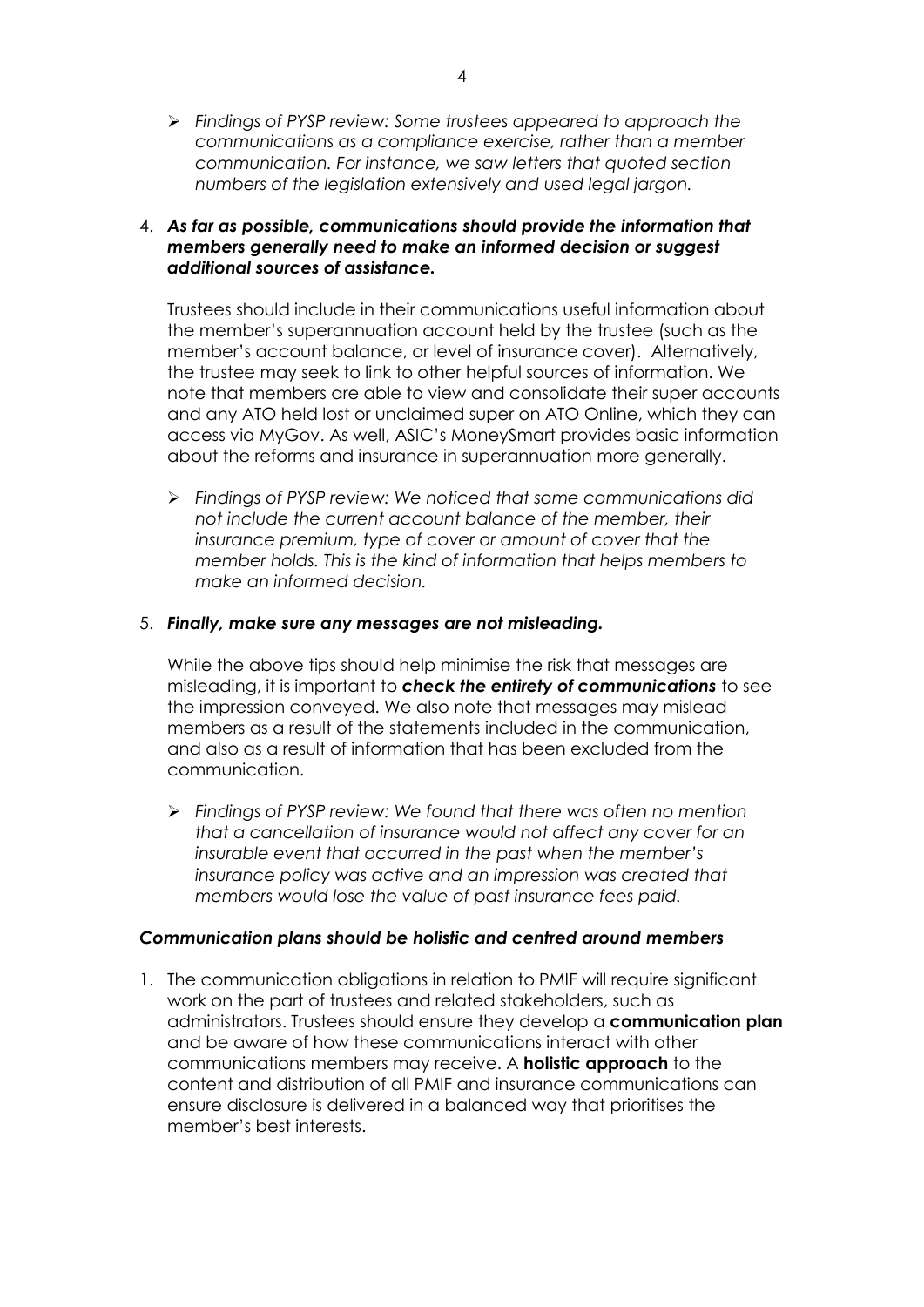- *Findings of PYSP review: Some trustees appeared to approach the communications as a compliance exercise, rather than a member communication. For instance, we saw letters that quoted section numbers of the legislation extensively and used legal jargon.*

4. ***As far as possible, communications should provide the information that members generally need to make an informed decision or suggest additional sources of assistance.***

   Trustees should include in their communications useful information about the member's superannuation account held by the trustee (such as the member's account balance, or level of insurance cover). Alternatively, the trustee may seek to link to other helpful sources of information. We note that members are able to view and consolidate their super accounts and any ATO held lost or unclaimed super on ATO Online, which they can access via MyGov. As well, ASIC's MoneySmart provides basic information about the reforms and insurance in superannuation more generally.

   - *Findings of PYSP review: We noticed that some communications did not include the current account balance of the member, their insurance premium, type of cover or amount of cover that the member holds. This is the kind of information that helps members to make an informed decision.*

5. ***Finally, make sure any messages are not misleading.***

   While the above tips should help minimise the risk that messages are misleading, it is important to ***check the entirety of communications*** to see the impression conveyed. We also note that messages may mislead members as a result of the statements included in the communication, and also as a result of information that has been excluded from the communication.

   - *Findings of PYSP review: We found that there was often no mention that a cancellation of insurance would not affect any cover for an insurable event that occurred in the past when the member's insurance policy was active and an impression was created that members would lose the value of past insurance fees paid.*

### *Communication plans should be holistic and centred around members*

1. The communication obligations in relation to PMIF will require significant work on the part of trustees and related stakeholders, such as administrators. Trustees should ensure they develop a **communication plan** and be aware of how these communications interact with other communications members may receive. A **holistic approach** to the content and distribution of all PMIF and insurance communications can ensure disclosure is delivered in a balanced way that prioritises the member's best interests.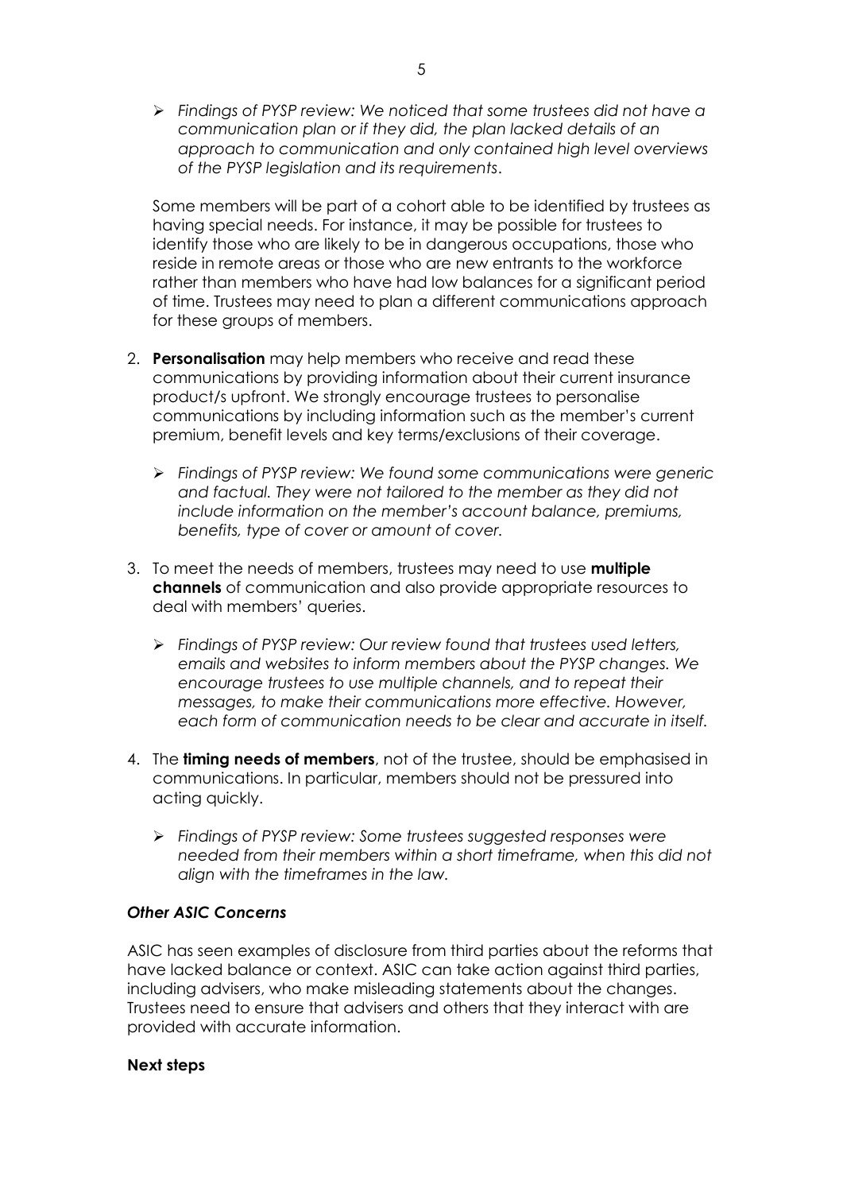- *Findings of PYSP review: We noticed that some trustees did not have a communication plan or if they did, the plan lacked details of an approach to communication and only contained high level overviews of the PYSP legislation and its requirements*.

Some members will be part of a cohort able to be identified by trustees as having special needs. For instance, it may be possible for trustees to identify those who are likely to be in dangerous occupations, those who reside in remote areas or those who are new entrants to the workforce rather than members who have had low balances for a significant period of time. Trustees may need to plan a different communications approach for these groups of members.

2. **Personalisation** may help members who receive and read these communications by providing information about their current insurance product/s upfront. We strongly encourage trustees to personalise communications by including information such as the member's current premium, benefit levels and key terms/exclusions of their coverage.

   - *Findings of PYSP review: We found some communications were generic and factual. They were not tailored to the member as they did not include information on the member's account balance, premiums, benefits, type of cover or amount of cover.*

3. To meet the needs of members, trustees may need to use **multiple channels** of communication and also provide appropriate resources to deal with members' queries.

   - *Findings of PYSP review: Our review found that trustees used letters, emails and websites to inform members about the PYSP changes. We encourage trustees to use multiple channels, and to repeat their messages, to make their communications more effective. However, each form of communication needs to be clear and accurate in itself.*

4. The **timing needs of members**, not of the trustee, should be emphasised in communications. In particular, members should not be pressured into acting quickly.

   - *Findings of PYSP review: Some trustees suggested responses were needed from their members within a short timeframe, when this did not align with the timeframes in the law.*

### *Other ASIC Concerns*

ASIC has seen examples of disclosure from third parties about the reforms that have lacked balance or context. ASIC can take action against third parties, including advisers, who make misleading statements about the changes. Trustees need to ensure that advisers and others that they interact with are provided with accurate information.

### Next steps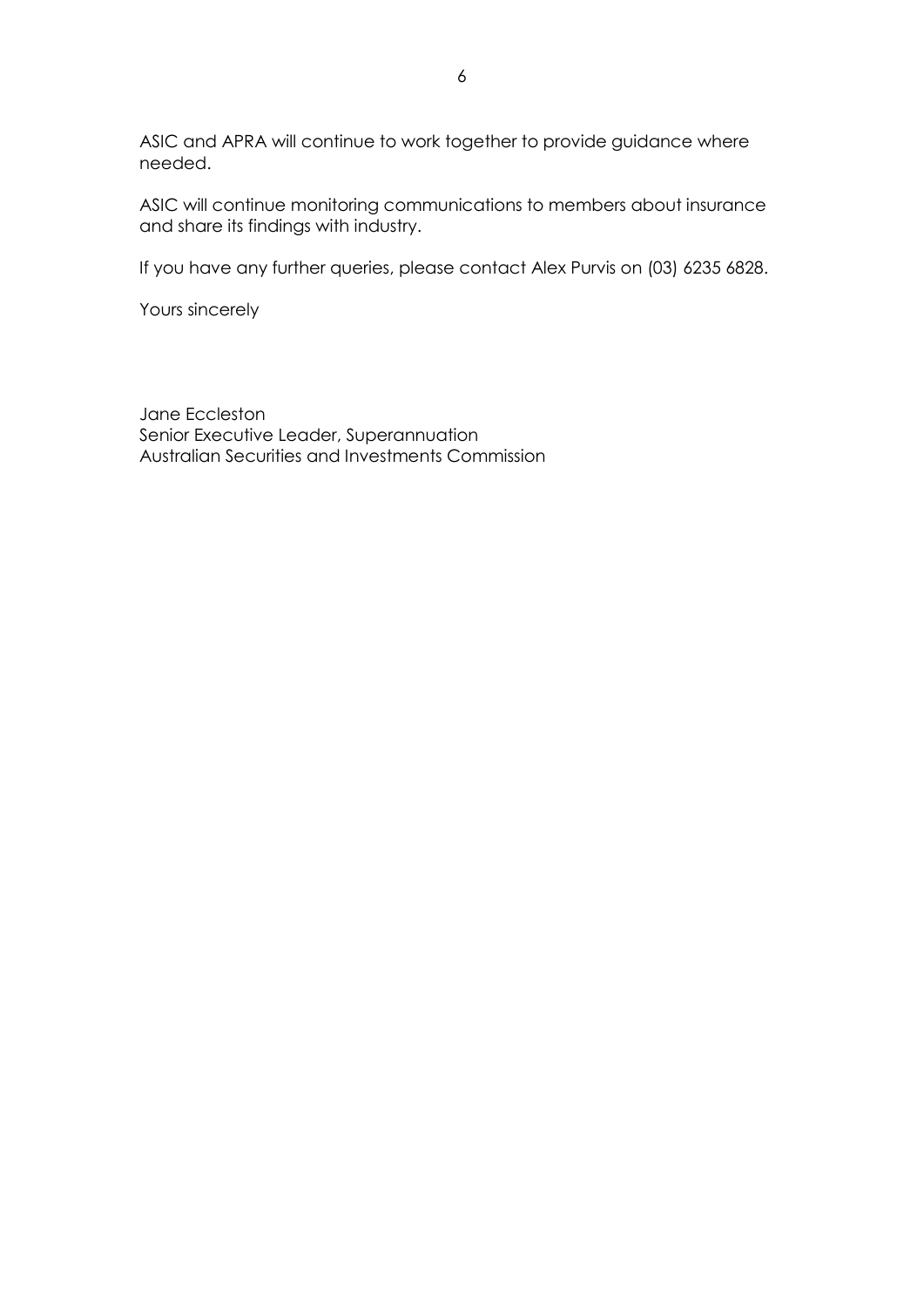ASIC and APRA will continue to work together to provide guidance where needed.

ASIC will continue monitoring communications to members about insurance and share its findings with industry.

If you have any further queries, please contact Alex Purvis on (03) 6235 6828.

Yours sincerely

Jane Eccleston
Senior Executive Leader, Superannuation
Australian Securities and Investments Commission